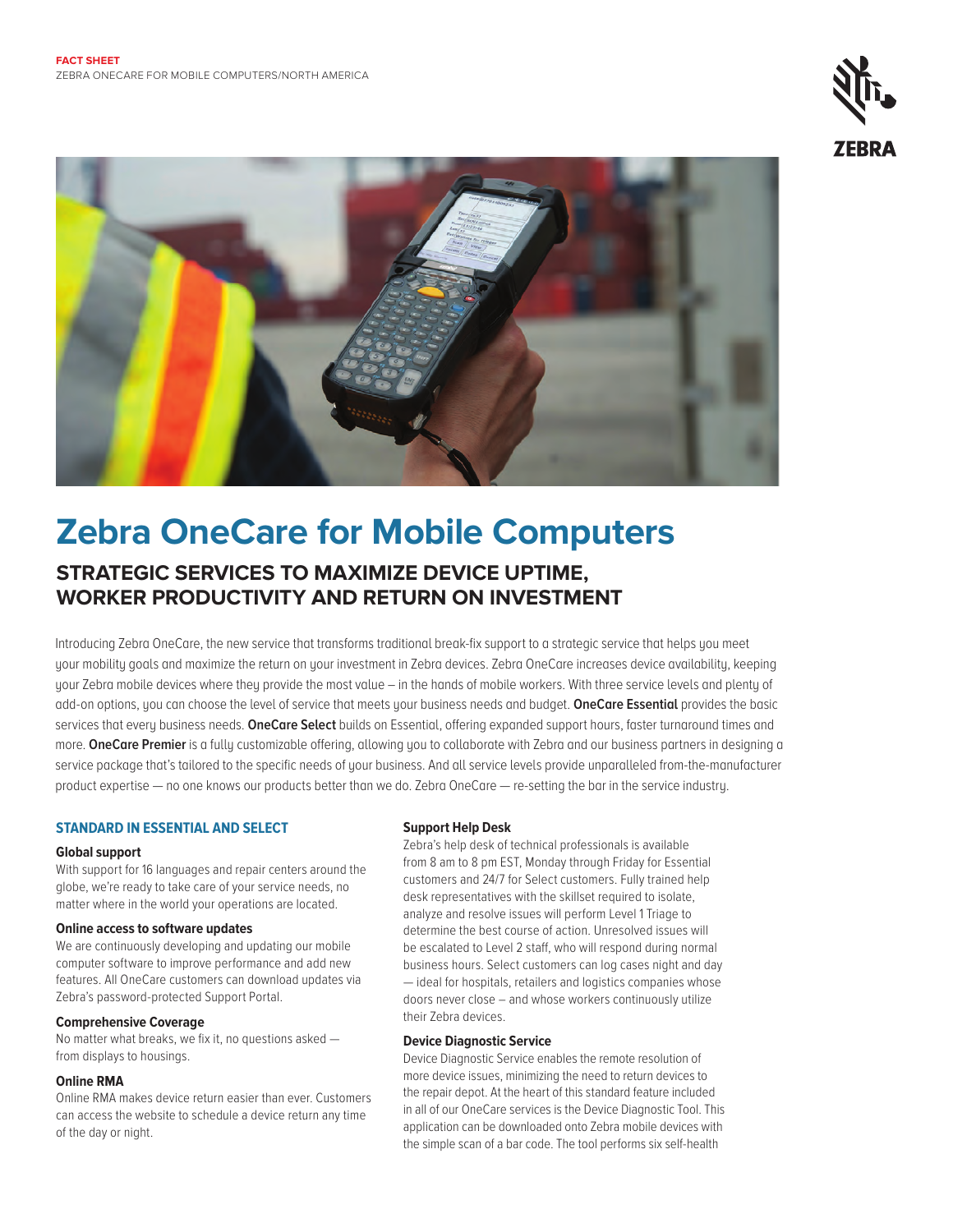**FACT SHEET**
ZEBRA ONECARE FOR MOBILE COMPUTERS/NORTH AMERICA

# Zebra OneCare for Mobile Computers

## STRATEGIC SERVICES TO MAXIMIZE DEVICE UPTIME, WORKER PRODUCTIVITY AND RETURN ON INVESTMENT

Introducing Zebra OneCare, the new service that transforms traditional break-fix support to a strategic service that helps you meet your mobility goals and maximize the return on your investment in Zebra devices. Zebra OneCare increases device availability, keeping your Zebra mobile devices where they provide the most value – in the hands of mobile workers. With three service levels and plenty of add-on options, you can choose the level of service that meets your business needs and budget. **OneCare Essential** provides the basic services that every business needs. **OneCare Select** builds on Essential, offering expanded support hours, faster turnaround times and more. **OneCare Premier** is a fully customizable offering, allowing you to collaborate with Zebra and our business partners in designing a service package that's tailored to the specific needs of your business. And all service levels provide unparalleled from-the-manufacturer product expertise — no one knows our products better than we do. Zebra OneCare — re-setting the bar in the service industry.

### STANDARD IN ESSENTIAL AND SELECT

#### Global support

With support for 16 languages and repair centers around the globe, we're ready to take care of your service needs, no matter where in the world your operations are located.

#### Online access to software updates

We are continuously developing and updating our mobile computer software to improve performance and add new features. All OneCare customers can download updates via Zebra's password-protected Support Portal.

#### Comprehensive Coverage

No matter what breaks, we fix it, no questions asked — from displays to housings.

#### Online RMA

Online RMA makes device return easier than ever. Customers can access the website to schedule a device return any time of the day or night.

#### Support Help Desk

Zebra's help desk of technical professionals is available from 8 am to 8 pm EST, Monday through Friday for Essential customers and 24/7 for Select customers. Fully trained help desk representatives with the skillset required to isolate, analyze and resolve issues will perform Level 1 Triage to determine the best course of action. Unresolved issues will be escalated to Level 2 staff, who will respond during normal business hours. Select customers can log cases night and day — ideal for hospitals, retailers and logistics companies whose doors never close – and whose workers continuously utilize their Zebra devices.

#### Device Diagnostic Service

Device Diagnostic Service enables the remote resolution of more device issues, minimizing the need to return devices to the repair depot. At the heart of this standard feature included in all of our OneCare services is the Device Diagnostic Tool. This application can be downloaded onto Zebra mobile devices with the simple scan of a bar code. The tool performs six self-health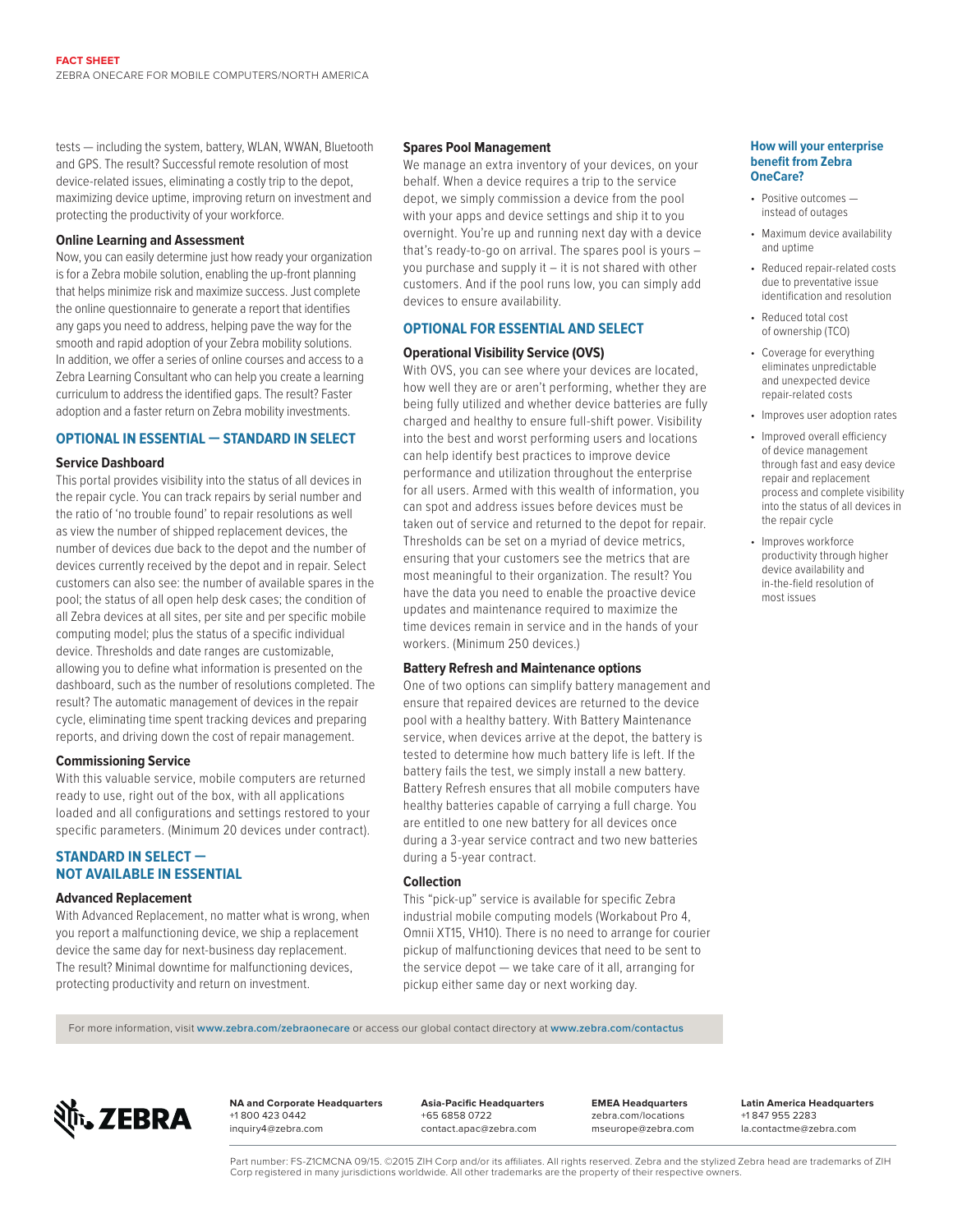tests — including the system, battery, WLAN, WWAN, Bluetooth and GPS. The result? Successful remote resolution of most device-related issues, eliminating a costly trip to the depot, maximizing device uptime, improving return on investment and protecting the productivity of your workforce.

### Online Learning and Assessment

Now, you can easily determine just how ready your organization is for a Zebra mobile solution, enabling the up-front planning that helps minimize risk and maximize success. Just complete the online questionnaire to generate a report that identifies any gaps you need to address, helping pave the way for the smooth and rapid adoption of your Zebra mobility solutions. In addition, we offer a series of online courses and access to a Zebra Learning Consultant who can help you create a learning curriculum to address the identified gaps. The result? Faster adoption and a faster return on Zebra mobility investments.

## OPTIONAL IN ESSENTIAL — STANDARD IN SELECT

### Service Dashboard

This portal provides visibility into the status of all devices in the repair cycle. You can track repairs by serial number and the ratio of 'no trouble found' to repair resolutions as well as view the number of shipped replacement devices, the number of devices due back to the depot and the number of devices currently received by the depot and in repair. Select customers can also see: the number of available spares in the pool; the status of all open help desk cases; the condition of all Zebra devices at all sites, per site and per specific mobile computing model; plus the status of a specific individual device. Thresholds and date ranges are customizable, allowing you to define what information is presented on the dashboard, such as the number of resolutions completed. The result? The automatic management of devices in the repair cycle, eliminating time spent tracking devices and preparing reports, and driving down the cost of repair management.

### Commissioning Service

With this valuable service, mobile computers are returned ready to use, right out of the box, with all applications loaded and all configurations and settings restored to your specific parameters. (Minimum 20 devices under contract).

## STANDARD IN SELECT — NOT AVAILABLE IN ESSENTIAL

### Advanced Replacement

With Advanced Replacement, no matter what is wrong, when you report a malfunctioning device, we ship a replacement device the same day for next-business day replacement. The result? Minimal downtime for malfunctioning devices, protecting productivity and return on investment.

### Spares Pool Management

We manage an extra inventory of your devices, on your behalf. When a device requires a trip to the service depot, we simply commission a device from the pool with your apps and device settings and ship it to you overnight. You're up and running next day with a device that's ready-to-go on arrival. The spares pool is yours – you purchase and supply it – it is not shared with other customers. And if the pool runs low, you can simply add devices to ensure availability.

## OPTIONAL FOR ESSENTIAL AND SELECT

### Operational Visibility Service (OVS)

With OVS, you can see where your devices are located, how well they are or aren't performing, whether they are being fully utilized and whether device batteries are fully charged and healthy to ensure full-shift power. Visibility into the best and worst performing users and locations can help identify best practices to improve device performance and utilization throughout the enterprise for all users. Armed with this wealth of information, you can spot and address issues before devices must be taken out of service and returned to the depot for repair. Thresholds can be set on a myriad of device metrics, ensuring that your customers see the metrics that are most meaningful to their organization. The result? You have the data you need to enable the proactive device updates and maintenance required to maximize the time devices remain in service and in the hands of your workers. (Minimum 250 devices.)

### Battery Refresh and Maintenance options

One of two options can simplify battery management and ensure that repaired devices are returned to the device pool with a healthy battery. With Battery Maintenance service, when devices arrive at the depot, the battery is tested to determine how much battery life is left. If the battery fails the test, we simply install a new battery. Battery Refresh ensures that all mobile computers have healthy batteries capable of carrying a full charge. You are entitled to one new battery for all devices once during a 3-year service contract and two new batteries during a 5-year contract.

### Collection

This "pick-up" service is available for specific Zebra industrial mobile computing models (Workabout Pro 4, Omnii XT15, VH10). There is no need to arrange for courier pickup of malfunctioning devices that need to be sent to the service depot — we take care of it all, arranging for pickup either same day or next working day.

### How will your enterprise benefit from Zebra OneCare?

- Positive outcomes — instead of outages
- Maximum device availability and uptime
- Reduced repair-related costs due to preventative issue identification and resolution
- Reduced total cost of ownership (TCO)
- Coverage for everything eliminates unpredictable and unexpected device repair-related costs
- Improves user adoption rates
- Improved overall efficiency of device management through fast and easy device repair and replacement process and complete visibility into the status of all devices in the repair cycle
- Improves workforce productivity through higher device availability and in-the-field resolution of most issues

For more information, visit **www.zebra.com/zebraonecare** or access our global contact directory at **www.zebra.com/contactus**

**NA and Corporate Headquarters**
+1 800 423 0442
inquiry4@zebra.com

**Asia-Pacific Headquarters**
+65 6858 0722
contact.apac@zebra.com

**EMEA Headquarters**
zebra.com/locations
mseurope@zebra.com

**Latin America Headquarters**
+1 847 955 2283
la.contactme@zebra.com

Part number: FS-Z1CMCNA 09/15. ©2015 ZIH Corp and/or its affiliates. All rights reserved. Zebra and the stylized Zebra head are trademarks of ZIH Corp registered in many jurisdictions worldwide. All other trademarks are the property of their respective owners.